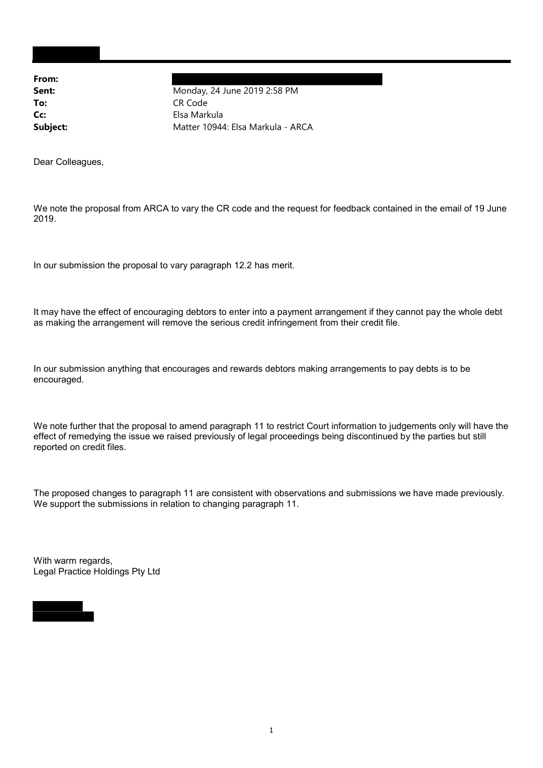**From:**
**Sent:** Monday, 24 June 2019 2:58 PM
**To:** CR Code
**Cc:** Elsa Markula
**Subject:** Matter 10944: Elsa Markula - ARCA

Dear Colleagues,

We note the proposal from ARCA to vary the CR code and the request for feedback contained in the email of 19 June 2019.

In our submission the proposal to vary paragraph 12.2 has merit.

It may have the effect of encouraging debtors to enter into a payment arrangement if they cannot pay the whole debt as making the arrangement will remove the serious credit infringement from their credit file.

In our submission anything that encourages and rewards debtors making arrangements to pay debts is to be encouraged.

We note further that the proposal to amend paragraph 11 to restrict Court information to judgements only will have the effect of remedying the issue we raised previously of legal proceedings being discontinued by the parties but still reported on credit files.

The proposed changes to paragraph 11 are consistent with observations and submissions we have made previously. We support the submissions in relation to changing paragraph 11.

With warm regards,
Legal Practice Holdings Pty Ltd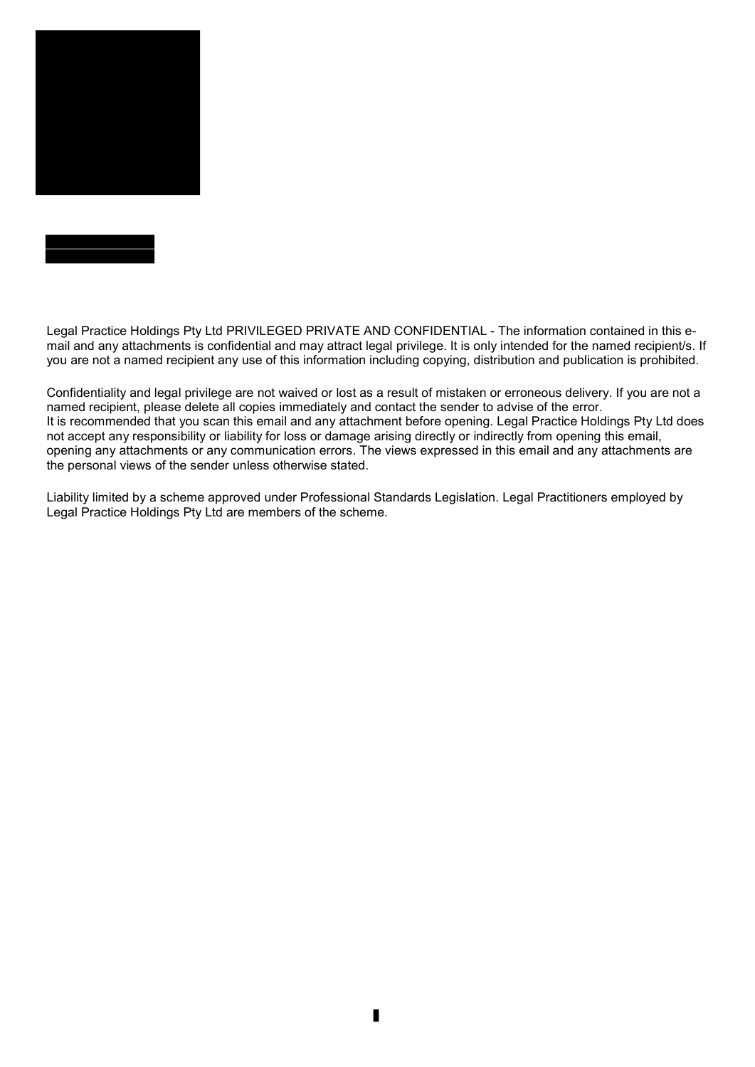Legal Practice Holdings Pty Ltd PRIVILEGED PRIVATE AND CONFIDENTIAL - The information contained in this e-mail and any attachments is confidential and may attract legal privilege. It is only intended for the named recipient/s. If you are not a named recipient any use of this information including copying, distribution and publication is prohibited.

Confidentiality and legal privilege are not waived or lost as a result of mistaken or erroneous delivery. If you are not a named recipient, please delete all copies immediately and contact the sender to advise of the error.
It is recommended that you scan this email and any attachment before opening. Legal Practice Holdings Pty Ltd does not accept any responsibility or liability for loss or damage arising directly or indirectly from opening this email, opening any attachments or any communication errors. The views expressed in this email and any attachments are the personal views of the sender unless otherwise stated.

Liability limited by a scheme approved under Professional Standards Legislation. Legal Practitioners employed by Legal Practice Holdings Pty Ltd are members of the scheme.